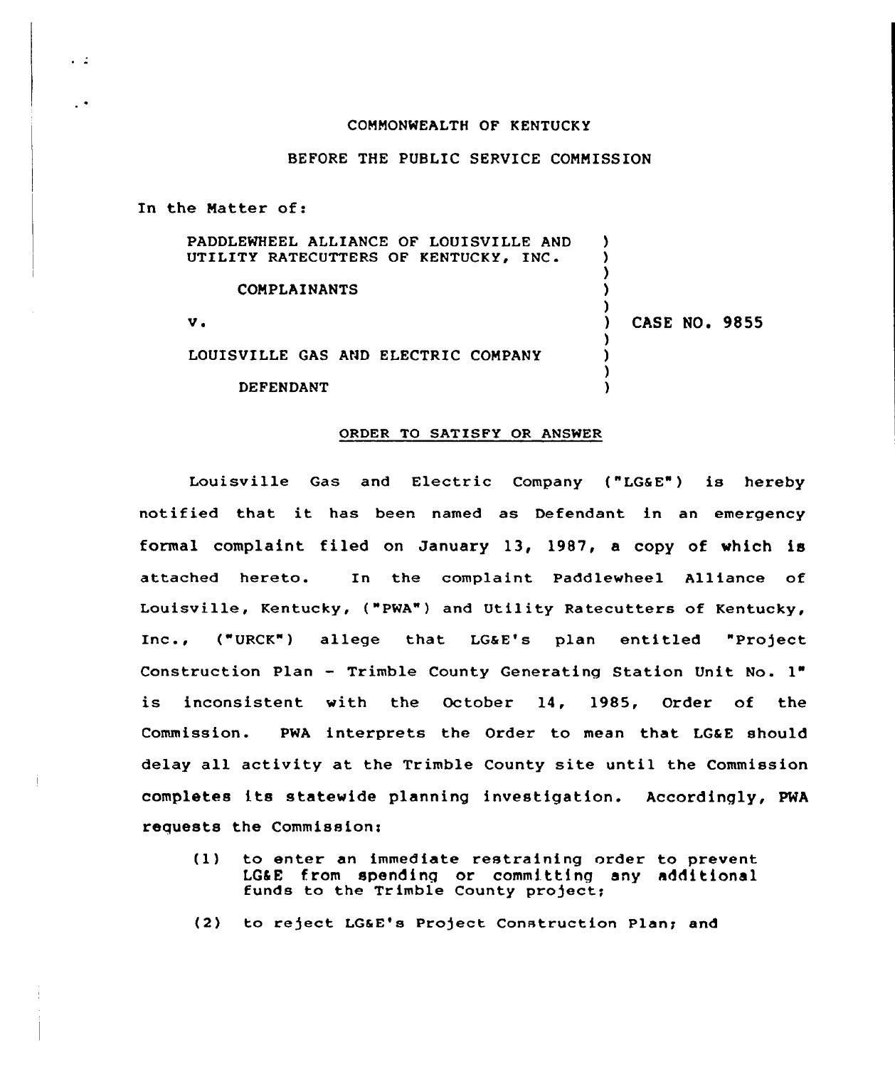COMMONWEALTH OF KENTUCKY

BEFORE THE PUBLIC SERVICE COMMISSION

In the Matter of:

PADDLEWHEEL ALLIANCE OF LOUISVILLE AND UTILITY RATECUTTERS OF KENTUCKY, INC.

COMPLAINANTS

v.

LOUISVILLE GAS AND ELECTRIC COMPANY

DEFENDANT

CASE NO. 9855

## ORDER TO SATISFY OR ANSWER

Louisville Gas and Electric Company ("LG&E") is hereby notified that it has been named as Defendant in an emergency formal complaint filed on January 13, 1987, a copy of which is attached hereto. In the complaint Paddlewheel Alliance of Louisville, Kentucky, ("PWA") and Utility Ratecutters of Kentucky, Inc., ("URCK") allege that LG&E's plan entitled "Project Construction Plan - Trimble County Generating Station Unit No. 1" is inconsistent with the October 14, 1985, Order of the Commission. PWA interprets the Order to mean that LG&E should delay all activity at the Trimble County site until the Commission completes its statewide planning investigation. Accordingly, PWA requests the Commission:

(1) to enter an immediate restraining order to prevent LG&E from spending or committing any additional funds to the Trimble County project;

(2) to reject LG&E's Project Construction Plan; and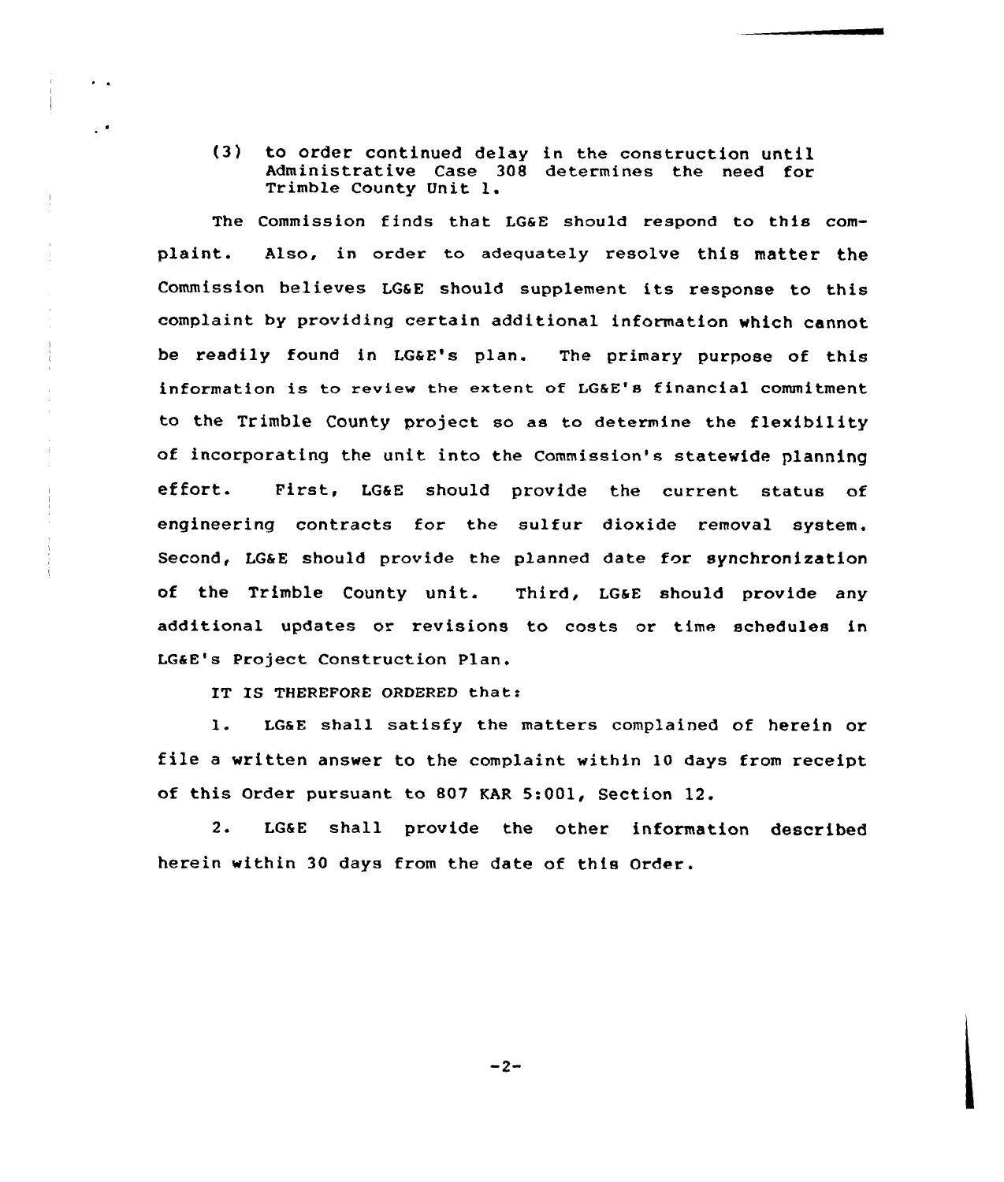(3) to order continued delay in the construction until Administrative Case 308 determines the need for Trimble County Unit 1.

The Commission finds that LG&E should respond to this complaint. Also, in order to adequately resolve this matter the Commission believes LG&E should supplement its response to this complaint by providing certain additional information which cannot be readily found in LG&E's plan. The primary purpose of this information is to review the extent of LG&E's financial commitment to the Trimble County project so as to determine the flexibility of incorporating the unit into the Commission's statewide planning effort. First, LG&E should provide the current status of engineering contracts for the sulfur dioxide removal system. Second, LG&E should provide the planned date for synchronization of the Trimble County unit. Third, LG&E should provide any additional updates or revisions to costs or time schedules in LG&E's Project Construction Plan.

IT IS THEREFORE ORDERED that:

1. LG&E shall satisfy the matters complained of herein or file a written answer to the complaint within 10 days from receipt of this Order pursuant to 807 KAR 5:001, Section 12.

2. LG&E shall provide the other information described herein within 30 days from the date of this Order.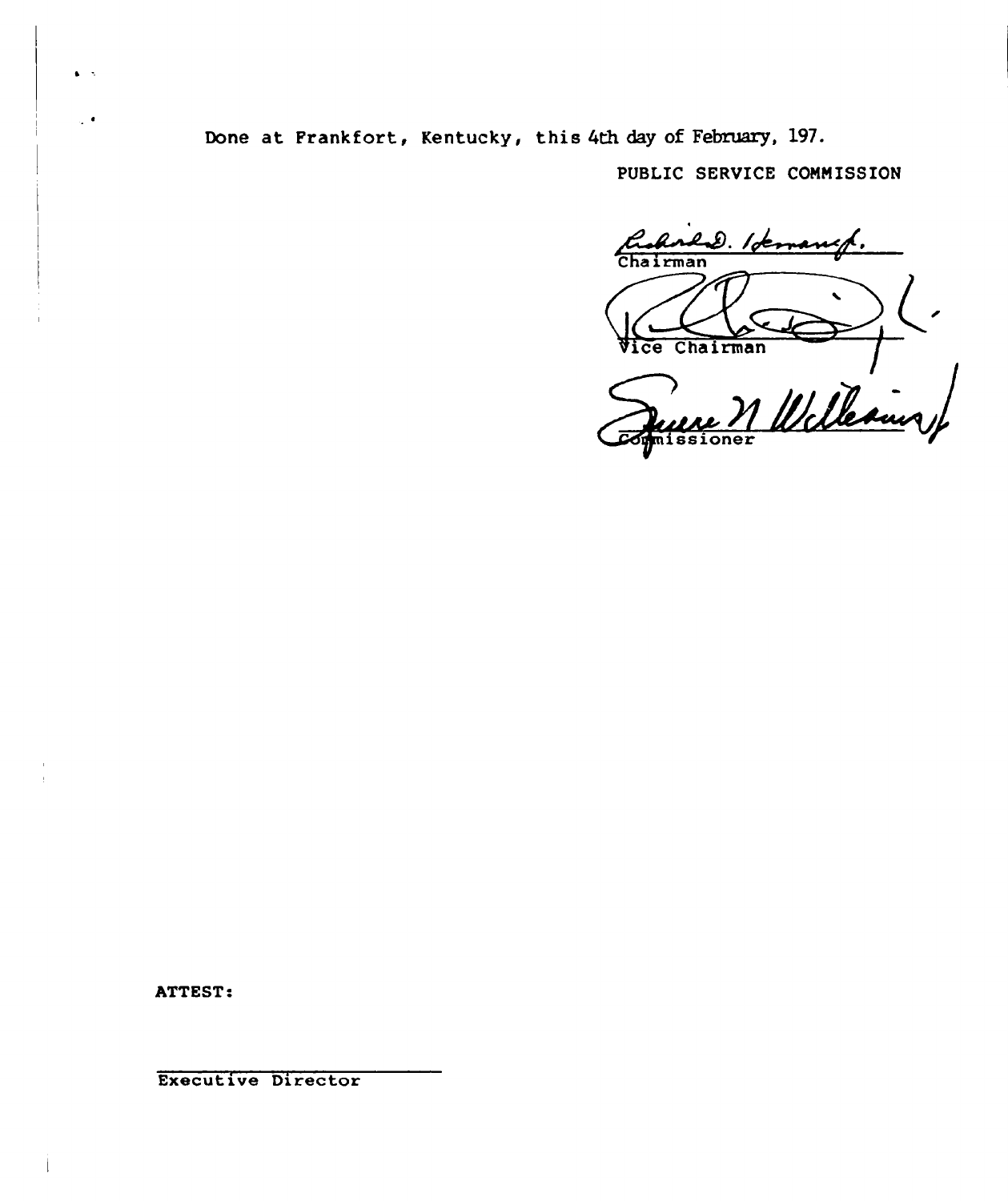Done at Frankfort, Kentucky, this 4th day of February, 197.

PUBLIC SERVICE COMMISSION

Chairman

Vice Chairman

Commissioner

ATTEST:

Executive Director